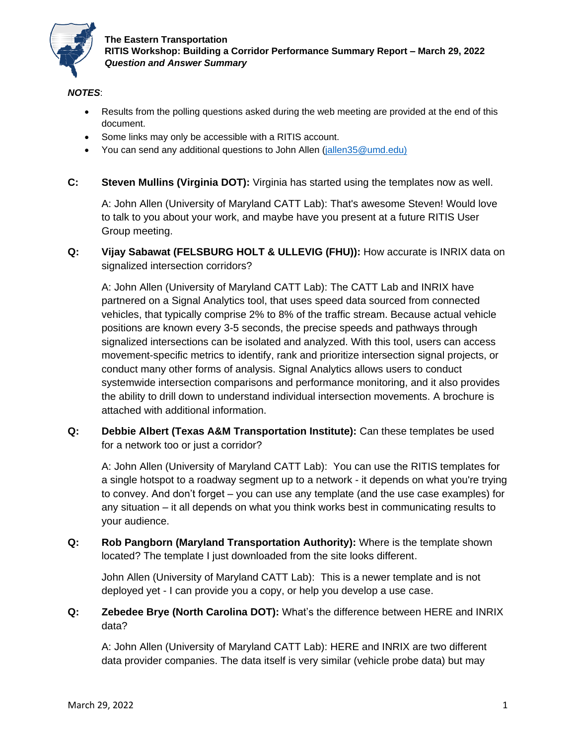**The Eastern Transportation**
**RITIS Workshop: Building a Corridor Performance Summary Report – March 29, 2022**
***Question and Answer Summary***

***NOTES***:

- Results from the polling questions asked during the web meeting are provided at the end of this document.
- Some links may only be accessible with a RITIS account.
- You can send any additional questions to John Allen (jallen35@umd.edu)

**C:** **Steven Mullins (Virginia DOT):** Virginia has started using the templates now as well.

A: John Allen (University of Maryland CATT Lab): That's awesome Steven! Would love to talk to you about your work, and maybe have you present at a future RITIS User Group meeting.

**Q:** **Vijay Sabawat (FELSBURG HOLT & ULLEVIG (FHU)):** How accurate is INRIX data on signalized intersection corridors?

A: John Allen (University of Maryland CATT Lab): The CATT Lab and INRIX have partnered on a Signal Analytics tool, that uses speed data sourced from connected vehicles, that typically comprise 2% to 8% of the traffic stream. Because actual vehicle positions are known every 3-5 seconds, the precise speeds and pathways through signalized intersections can be isolated and analyzed. With this tool, users can access movement-specific metrics to identify, rank and prioritize intersection signal projects, or conduct many other forms of analysis. Signal Analytics allows users to conduct systemwide intersection comparisons and performance monitoring, and it also provides the ability to drill down to understand individual intersection movements. A brochure is attached with additional information.

**Q:** **Debbie Albert (Texas A&M Transportation Institute):** Can these templates be used for a network too or just a corridor?

A: John Allen (University of Maryland CATT Lab): You can use the RITIS templates for a single hotspot to a roadway segment up to a network - it depends on what you're trying to convey. And don't forget – you can use any template (and the use case examples) for any situation – it all depends on what you think works best in communicating results to your audience.

**Q:** **Rob Pangborn (Maryland Transportation Authority):** Where is the template shown located? The template I just downloaded from the site looks different.

John Allen (University of Maryland CATT Lab): This is a newer template and is not deployed yet - I can provide you a copy, or help you develop a use case.

**Q:** **Zebedee Brye (North Carolina DOT):** What's the difference between HERE and INRIX data?

A: John Allen (University of Maryland CATT Lab): HERE and INRIX are two different data provider companies. The data itself is very similar (vehicle probe data) but may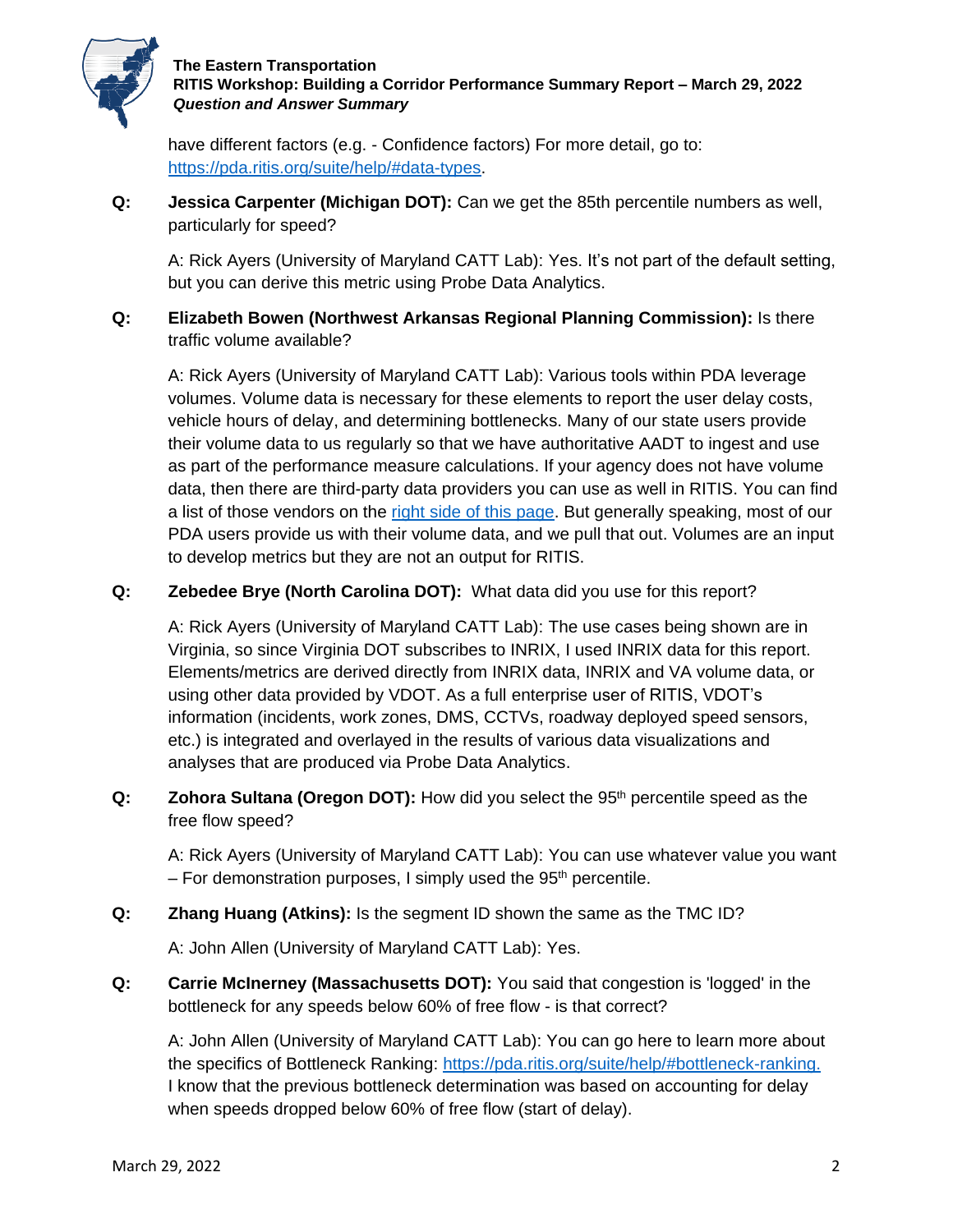have different factors (e.g. - Confidence factors) For more detail, go to: [https://pda.ritis.org/suite/help/#data-types](https://pda.ritis.org/suite/help/#data-types).

**Q:** **Jessica Carpenter (Michigan DOT):** Can we get the 85th percentile numbers as well, particularly for speed?

A: Rick Ayers (University of Maryland CATT Lab): Yes. It's not part of the default setting, but you can derive this metric using Probe Data Analytics.

**Q:** **Elizabeth Bowen (Northwest Arkansas Regional Planning Commission):** Is there traffic volume available?

A: Rick Ayers (University of Maryland CATT Lab): Various tools within PDA leverage volumes. Volume data is necessary for these elements to report the user delay costs, vehicle hours of delay, and determining bottlenecks. Many of our state users provide their volume data to us regularly so that we have authoritative AADT to ingest and use as part of the performance measure calculations. If your agency does not have volume data, then there are third-party data providers you can use as well in RITIS. You can find a list of those vendors on the right side of this page. But generally speaking, most of our PDA users provide us with their volume data, and we pull that out. Volumes are an input to develop metrics but they are not an output for RITIS.

**Q:** **Zebedee Brye (North Carolina DOT):** What data did you use for this report?

A: Rick Ayers (University of Maryland CATT Lab): The use cases being shown are in Virginia, so since Virginia DOT subscribes to INRIX, I used INRIX data for this report. Elements/metrics are derived directly from INRIX data, INRIX and VA volume data, or using other data provided by VDOT. As a full enterprise user of RITIS, VDOT's information (incidents, work zones, DMS, CCTVs, roadway deployed speed sensors, etc.) is integrated and overlayed in the results of various data visualizations and analyses that are produced via Probe Data Analytics.

**Q:** **Zohora Sultana (Oregon DOT):** How did you select the 95$^{th}$ percentile speed as the free flow speed?

A: Rick Ayers (University of Maryland CATT Lab): You can use whatever value you want – For demonstration purposes, I simply used the 95$^{th}$ percentile.

**Q:** **Zhang Huang (Atkins):** Is the segment ID shown the same as the TMC ID?

A: John Allen (University of Maryland CATT Lab): Yes.

**Q:** **Carrie McInerney (Massachusetts DOT):** You said that congestion is 'logged' in the bottleneck for any speeds below 60% of free flow - is that correct?

A: John Allen (University of Maryland CATT Lab): You can go here to learn more about the specifics of Bottleneck Ranking: [https://pda.ritis.org/suite/help/#bottleneck-ranking.](https://pda.ritis.org/suite/help/#bottleneck-ranking) I know that the previous bottleneck determination was based on accounting for delay when speeds dropped below 60% of free flow (start of delay).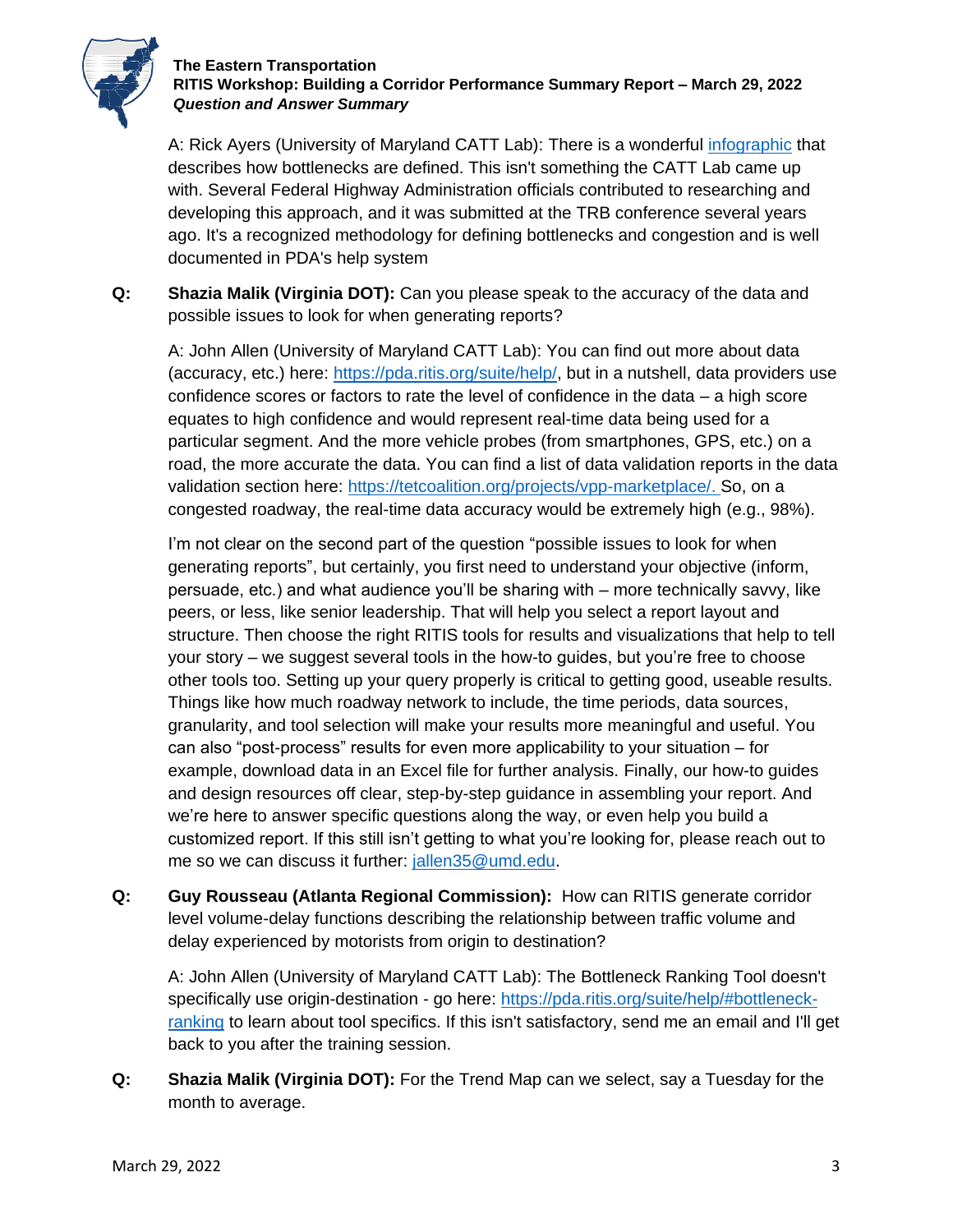A: Rick Ayers (University of Maryland CATT Lab): There is a wonderful [infographic](infographic) that describes how bottlenecks are defined. This isn't something the CATT Lab came up with. Several Federal Highway Administration officials contributed to researching and developing this approach, and it was submitted at the TRB conference several years ago. It's a recognized methodology for defining bottlenecks and congestion and is well documented in PDA's help system

**Q:** **Shazia Malik (Virginia DOT):** Can you please speak to the accuracy of the data and possible issues to look for when generating reports?

A: John Allen (University of Maryland CATT Lab): You can find out more about data (accuracy, etc.) here: https://pda.ritis.org/suite/help/, but in a nutshell, data providers use confidence scores or factors to rate the level of confidence in the data – a high score equates to high confidence and would represent real-time data being used for a particular segment. And the more vehicle probes (from smartphones, GPS, etc.) on a road, the more accurate the data. You can find a list of data validation reports in the data validation section here: https://tetcoalition.org/projects/vpp-marketplace/. So, on a congested roadway, the real-time data accuracy would be extremely high (e.g., 98%).

I'm not clear on the second part of the question "possible issues to look for when generating reports", but certainly, you first need to understand your objective (inform, persuade, etc.) and what audience you'll be sharing with – more technically savvy, like peers, or less, like senior leadership. That will help you select a report layout and structure. Then choose the right RITIS tools for results and visualizations that help to tell your story – we suggest several tools in the how-to guides, but you're free to choose other tools too. Setting up your query properly is critical to getting good, useable results. Things like how much roadway network to include, the time periods, data sources, granularity, and tool selection will make your results more meaningful and useful. You can also "post-process" results for even more applicability to your situation – for example, download data in an Excel file for further analysis. Finally, our how-to guides and design resources off clear, step-by-step guidance in assembling your report. And we're here to answer specific questions along the way, or even help you build a customized report. If this still isn't getting to what you're looking for, please reach out to me so we can discuss it further: jallen35@umd.edu.

**Q:** **Guy Rousseau (Atlanta Regional Commission):** How can RITIS generate corridor level volume-delay functions describing the relationship between traffic volume and delay experienced by motorists from origin to destination?

A: John Allen (University of Maryland CATT Lab): The Bottleneck Ranking Tool doesn't specifically use origin-destination - go here: https://pda.ritis.org/suite/help/#bottleneck-ranking to learn about tool specifics. If this isn't satisfactory, send me an email and I'll get back to you after the training session.

**Q:** **Shazia Malik (Virginia DOT):** For the Trend Map can we select, say a Tuesday for the month to average.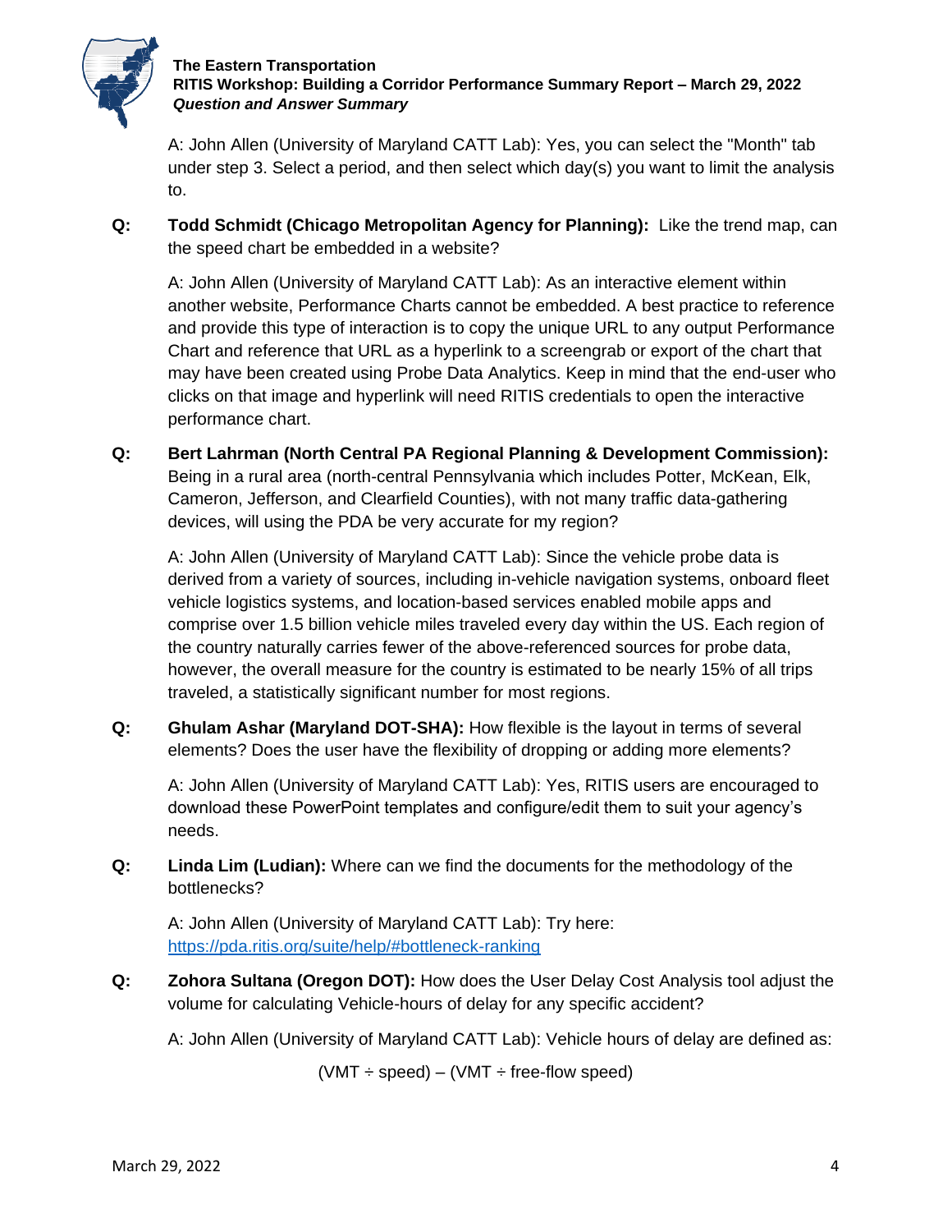A: John Allen (University of Maryland CATT Lab): Yes, you can select the "Month" tab under step 3. Select a period, and then select which day(s) you want to limit the analysis to.

**Q:** **Todd Schmidt (Chicago Metropolitan Agency for Planning):** Like the trend map, can the speed chart be embedded in a website?

A: John Allen (University of Maryland CATT Lab): As an interactive element within another website, Performance Charts cannot be embedded. A best practice to reference and provide this type of interaction is to copy the unique URL to any output Performance Chart and reference that URL as a hyperlink to a screengrab or export of the chart that may have been created using Probe Data Analytics. Keep in mind that the end-user who clicks on that image and hyperlink will need RITIS credentials to open the interactive performance chart.

**Q:** **Bert Lahrman (North Central PA Regional Planning & Development Commission):** Being in a rural area (north-central Pennsylvania which includes Potter, McKean, Elk, Cameron, Jefferson, and Clearfield Counties), with not many traffic data-gathering devices, will using the PDA be very accurate for my region?

A: John Allen (University of Maryland CATT Lab): Since the vehicle probe data is derived from a variety of sources, including in-vehicle navigation systems, onboard fleet vehicle logistics systems, and location-based services enabled mobile apps and comprise over 1.5 billion vehicle miles traveled every day within the US. Each region of the country naturally carries fewer of the above-referenced sources for probe data, however, the overall measure for the country is estimated to be nearly 15% of all trips traveled, a statistically significant number for most regions.

**Q:** **Ghulam Ashar (Maryland DOT-SHA):** How flexible is the layout in terms of several elements? Does the user have the flexibility of dropping or adding more elements?

A: John Allen (University of Maryland CATT Lab): Yes, RITIS users are encouraged to download these PowerPoint templates and configure/edit them to suit your agency's needs.

**Q:** **Linda Lim (Ludian):** Where can we find the documents for the methodology of the bottlenecks?

A: John Allen (University of Maryland CATT Lab): Try here: [https://pda.ritis.org/suite/help/#bottleneck-ranking](https://pda.ritis.org/suite/help/#bottleneck-ranking)

**Q:** **Zohora Sultana (Oregon DOT):** How does the User Delay Cost Analysis tool adjust the volume for calculating Vehicle-hours of delay for any specific accident?

A: John Allen (University of Maryland CATT Lab): Vehicle hours of delay are defined as:

$$(\text{VMT} \div \text{speed}) - (\text{VMT} \div \text{free-flow speed})$$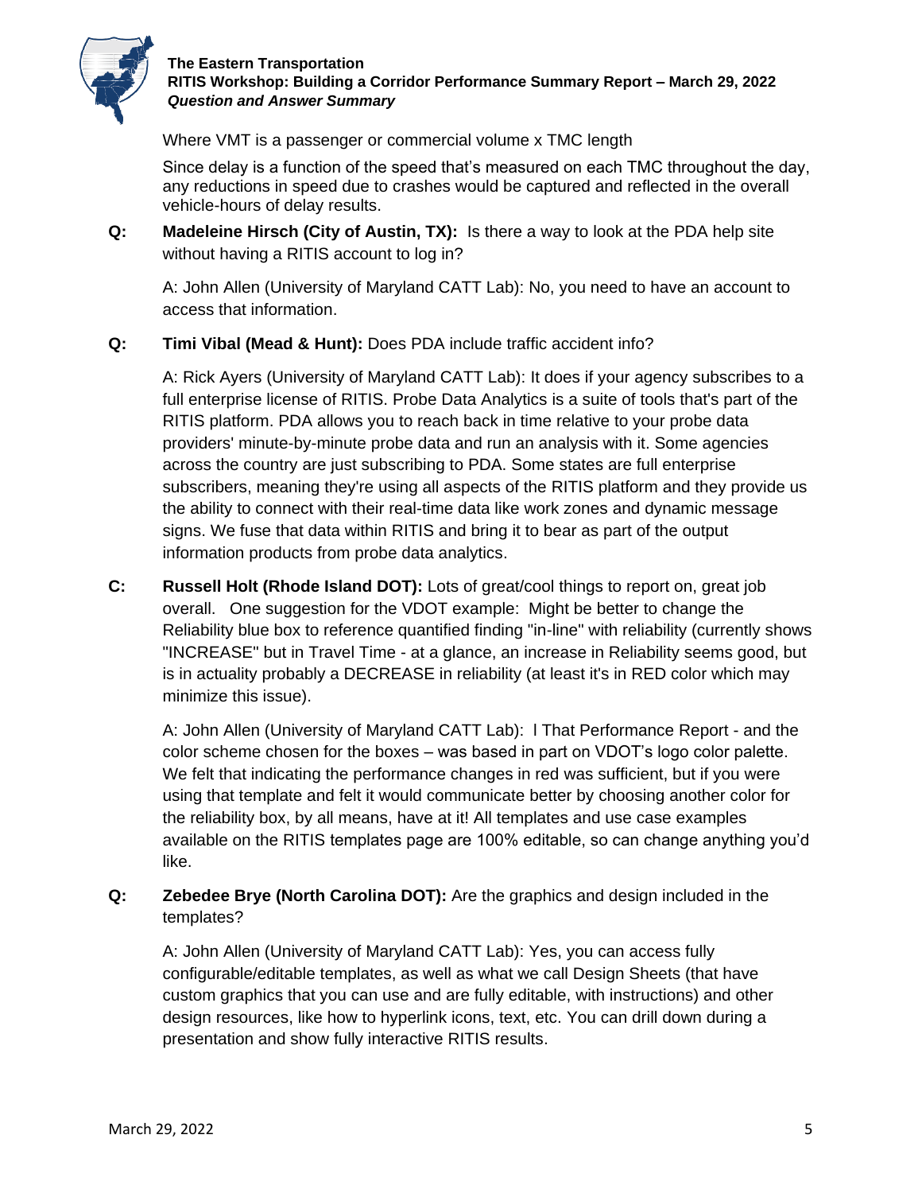Where VMT is a passenger or commercial volume x TMC length

Since delay is a function of the speed that's measured on each TMC throughout the day, any reductions in speed due to crashes would be captured and reflected in the overall vehicle-hours of delay results.

**Q:** **Madeleine Hirsch (City of Austin, TX):** Is there a way to look at the PDA help site without having a RITIS account to log in?

A: John Allen (University of Maryland CATT Lab): No, you need to have an account to access that information.

**Q:** **Timi Vibal (Mead & Hunt):** Does PDA include traffic accident info?

A: Rick Ayers (University of Maryland CATT Lab): It does if your agency subscribes to a full enterprise license of RITIS. Probe Data Analytics is a suite of tools that's part of the RITIS platform. PDA allows you to reach back in time relative to your probe data providers' minute-by-minute probe data and run an analysis with it. Some agencies across the country are just subscribing to PDA. Some states are full enterprise subscribers, meaning they're using all aspects of the RITIS platform and they provide us the ability to connect with their real-time data like work zones and dynamic message signs. We fuse that data within RITIS and bring it to bear as part of the output information products from probe data analytics.

**C:** **Russell Holt (Rhode Island DOT):** Lots of great/cool things to report on, great job overall. One suggestion for the VDOT example: Might be better to change the Reliability blue box to reference quantified finding "in-line" with reliability (currently shows "INCREASE" but in Travel Time - at a glance, an increase in Reliability seems good, but is in actuality probably a DECREASE in reliability (at least it's in RED color which may minimize this issue).

A: John Allen (University of Maryland CATT Lab): I That Performance Report - and the color scheme chosen for the boxes – was based in part on VDOT's logo color palette. We felt that indicating the performance changes in red was sufficient, but if you were using that template and felt it would communicate better by choosing another color for the reliability box, by all means, have at it! All templates and use case examples available on the RITIS templates page are 100% editable, so can change anything you'd like.

**Q:** **Zebedee Brye (North Carolina DOT):** Are the graphics and design included in the templates?

A: John Allen (University of Maryland CATT Lab): Yes, you can access fully configurable/editable templates, as well as what we call Design Sheets (that have custom graphics that you can use and are fully editable, with instructions) and other design resources, like how to hyperlink icons, text, etc. You can drill down during a presentation and show fully interactive RITIS results.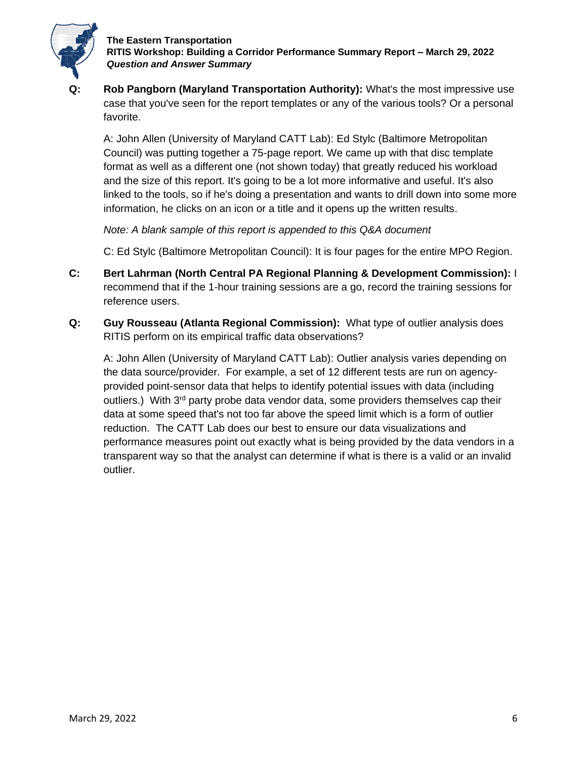**Q: Rob Pangborn (Maryland Transportation Authority):** What's the most impressive use case that you've seen for the report templates or any of the various tools? Or a personal favorite.

A: John Allen (University of Maryland CATT Lab): Ed Stylc (Baltimore Metropolitan Council) was putting together a 75-page report. We came up with that disc template format as well as a different one (not shown today) that greatly reduced his workload and the size of this report. It's going to be a lot more informative and useful. It's also linked to the tools, so if he's doing a presentation and wants to drill down into some more information, he clicks on an icon or a title and it opens up the written results.

*Note: A blank sample of this report is appended to this Q&A document*

C: Ed Stylc (Baltimore Metropolitan Council): It is four pages for the entire MPO Region.

**C: Bert Lahrman (North Central PA Regional Planning & Development Commission):** I recommend that if the 1-hour training sessions are a go, record the training sessions for reference users.

**Q: Guy Rousseau (Atlanta Regional Commission):** What type of outlier analysis does RITIS perform on its empirical traffic data observations?

A: John Allen (University of Maryland CATT Lab): Outlier analysis varies depending on the data source/provider. For example, a set of 12 different tests are run on agency-provided point-sensor data that helps to identify potential issues with data (including outliers.) With 3rd party probe data vendor data, some providers themselves cap their data at some speed that's not too far above the speed limit which is a form of outlier reduction. The CATT Lab does our best to ensure our data visualizations and performance measures point out exactly what is being provided by the data vendors in a transparent way so that the analyst can determine if what is there is a valid or an invalid outlier.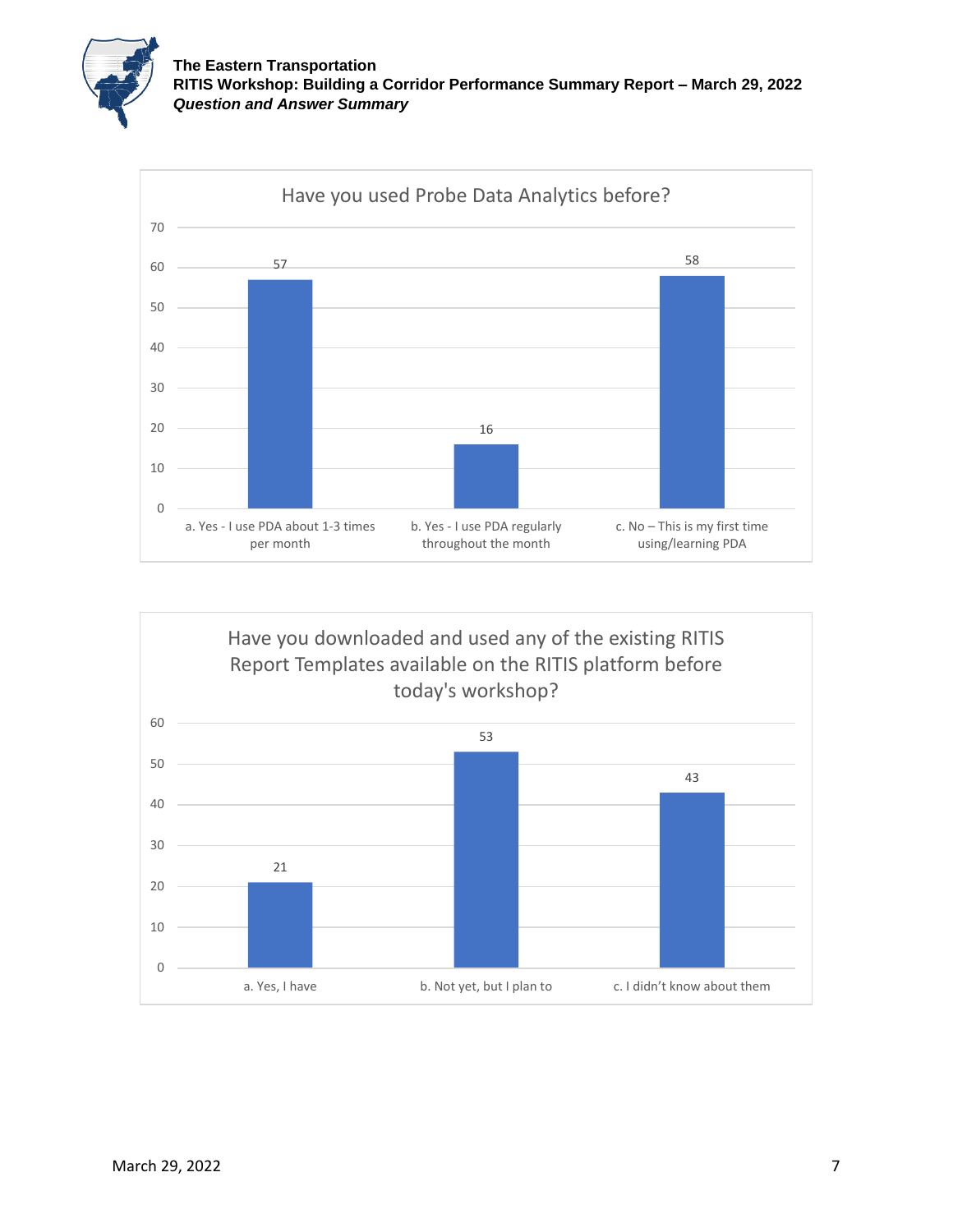Have you used Probe Data Analytics before?

| Response | Count |
|---|---|
| a. Yes - I use PDA about 1-3 times per month | 57 |
| b. Yes - I use PDA regularly throughout the month | 16 |
| c. No – This is my first time using/learning PDA | 58 |

Have you downloaded and used any of the existing RITIS Report Templates available on the RITIS platform before today's workshop?

| Response | Count |
|---|---|
| a. Yes, I have | 21 |
| b. Not yet, but I plan to | 53 |
| c. I didn't know about them | 43 |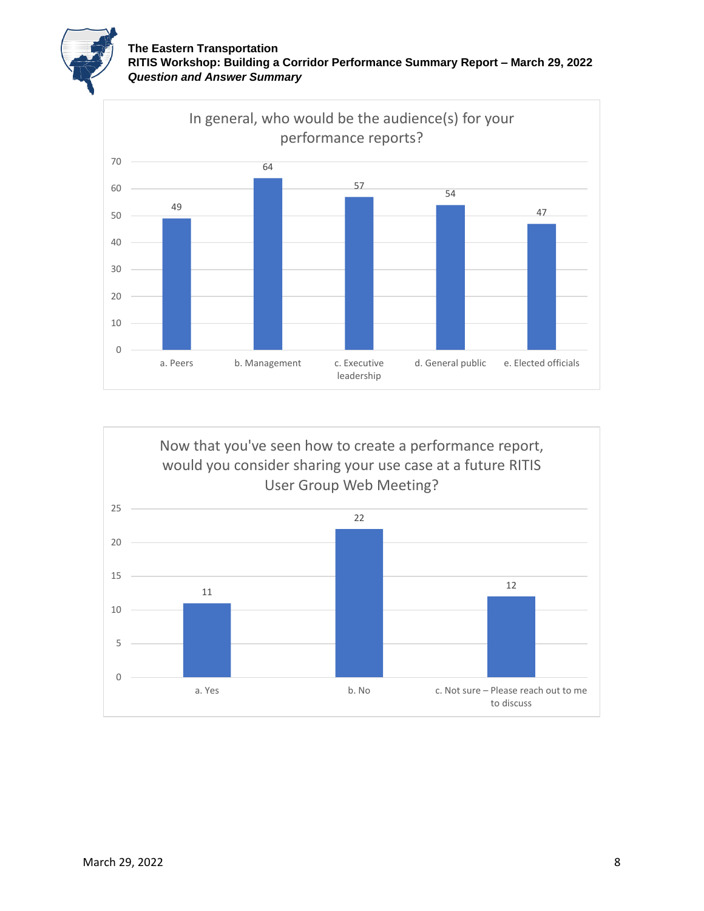**In general, who would be the audience(s) for your performance reports?**

| Audience | Responses |
| --- | --- |
| a. Peers | 49 |
| b. Management | 64 |
| c. Executive leadership | 57 |
| d. General public | 54 |
| e. Elected officials | 47 |

**Now that you've seen how to create a performance report, would you consider sharing your use case at a future RITIS User Group Web Meeting?**

| Response | Count |
| --- | --- |
| a. Yes | 11 |
| b. No | 22 |
| c. Not sure – Please reach out to me to discuss | 12 |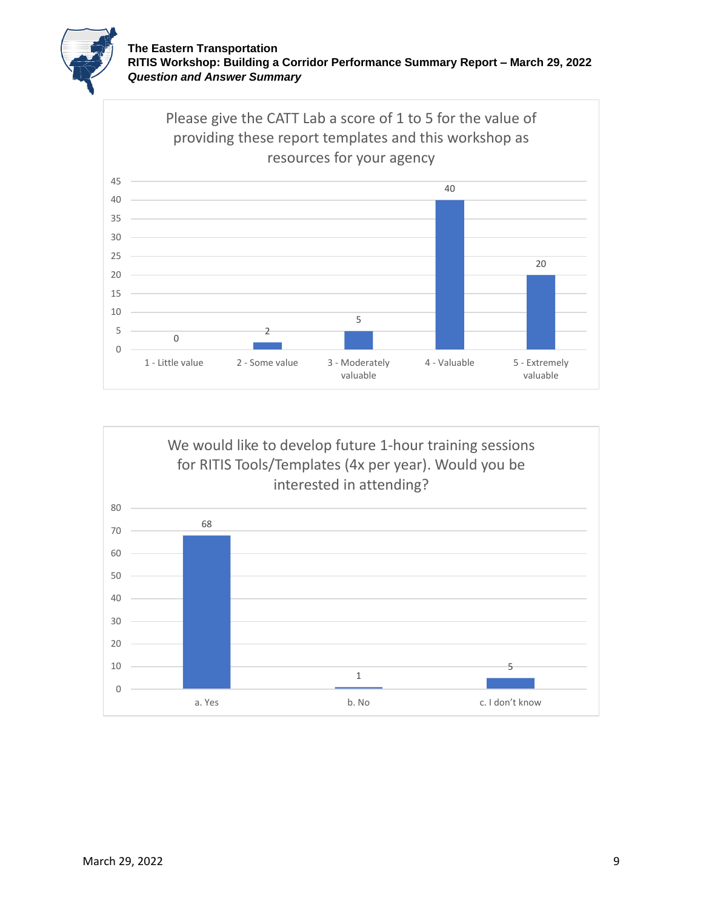**Please give the CATT Lab a score of 1 to 5 for the value of providing these report templates and this workshop as resources for your agency**

| Response | Count |
|---|---|
| 1 - Little value | 0 |
| 2 - Some value | 2 |
| 3 - Moderately valuable | 5 |
| 4 - Valuable | 40 |
| 5 - Extremely valuable | 20 |

**We would like to develop future 1-hour training sessions for RITIS Tools/Templates (4x per year). Would you be interested in attending?**

| Response | Count |
|---|---|
| a. Yes | 68 |
| b. No | 1 |
| c. I don't know | 5 |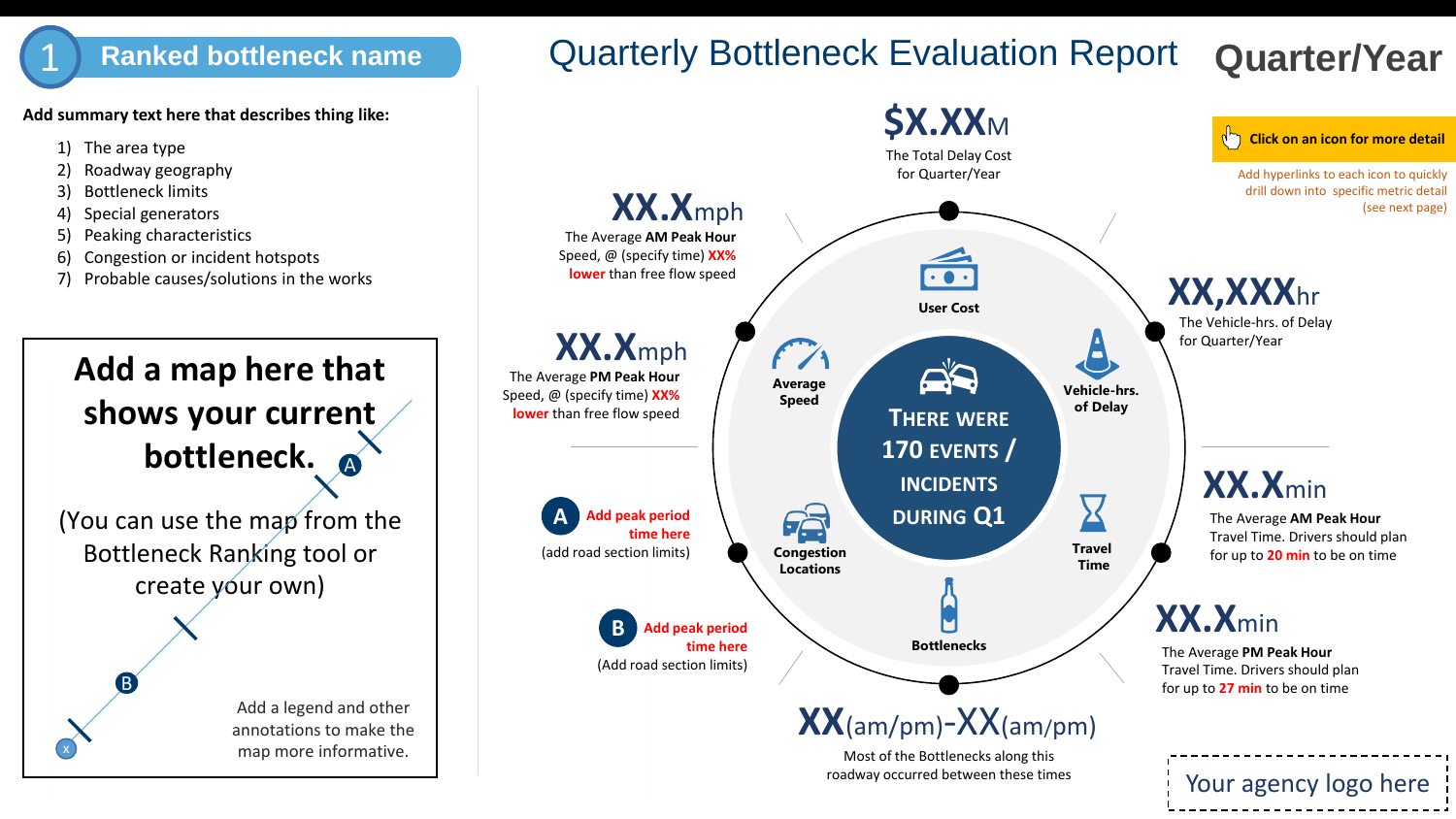# 1 Ranked bottleneck name

# Quarterly Bottleneck Evaluation Report

## Quarter/Year

**Add summary text here that describes thing like:**

1) The area type
2) Roadway geography
3) Bottleneck limits
4) Special generators
5) Peaking characteristics
6) Congestion or incident hotspots
7) Probable causes/solutions in the works

**Add a map here that shows your current bottleneck.**

(You can use the map from the Bottleneck Ranking tool or create your own)

Add a legend and other annotations to make the map more informative.

A B x

**Click on an icon for more detail**

Add hyperlinks to each icon to quickly drill down into specific metric detail (see next page)

**$X.XXM**
The Total Delay Cost for Quarter/Year

**XX.Xmph**
The Average **AM Peak Hour** Speed, @ (specify time) **XX% lower** than free flow speed

**XX.Xmph**
The Average **PM Peak Hour** Speed, @ (specify time) **XX% lower** than free flow speed

**XX,XXXhr**
The Vehicle-hrs. of Delay for Quarter/Year

**XX.Xmin**
The Average **AM Peak Hour** Travel Time. Drivers should plan for up to **20 min** to be on time

**XX.Xmin**
The Average **PM Peak Hour** Travel Time. Drivers should plan for up to **27 min** to be on time

**A** **Add peak period time here**
(add road section limits)

**B** **Add peak period time here**
(Add road section limits)

**XX(am/pm)-XX(am/pm)**
Most of the Bottlenecks along this roadway occurred between these times

**User Cost** | **Average Speed** | **Vehicle-hrs. of Delay** | **Congestion Locations** | **Travel Time** | **Bottlenecks**

**THERE WERE 170 EVENTS / INCIDENTS DURING Q1**

Your agency logo here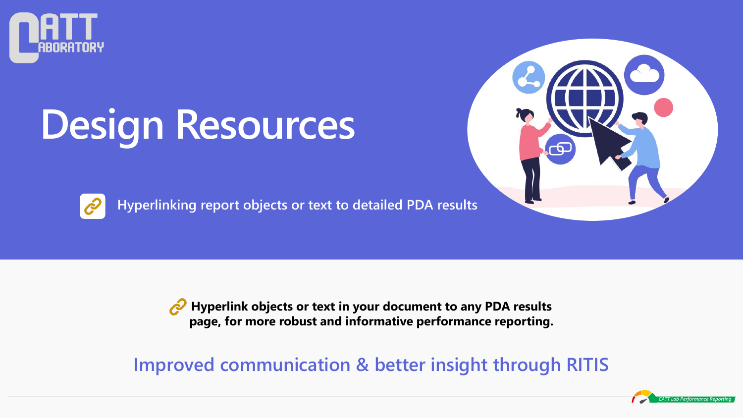# Design Resources

Hyperlinking report objects or text to detailed PDA results

**Hyperlink objects or text in your document to any PDA results page, for more robust and informative performance reporting.**

## Improved communication & better insight through RITIS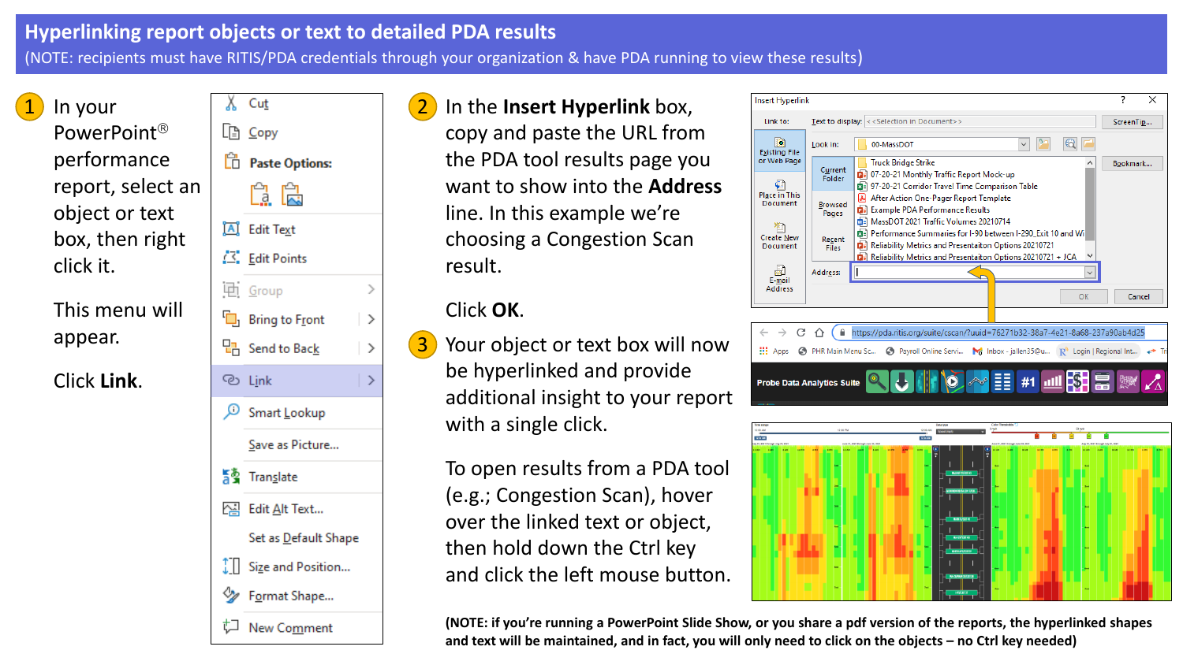# Hyperlinking report objects or text to detailed PDA results

(NOTE: recipients must have RITIS/PDA credentials through your organization & have PDA running to view these results)

**1** In your PowerPoint® performance report, select an object or text box, then right click it.

This menu will appear.

Click **Link**.

**2** In the **Insert Hyperlink** box, copy and paste the URL from the PDA tool results page you want to show into the **Address** line. In this example we're choosing a Congestion Scan result.

Click **OK**.

**3** Your object or text box will now be hyperlinked and provide additional insight to your report with a single click.

To open results from a PDA tool (e.g.; Congestion Scan), hover over the linked text or object, then hold down the Ctrl key and click the left mouse button.

**(NOTE: if you're running a PowerPoint Slide Show, or you share a pdf version of the reports, the hyperlinked shapes and text will be maintained, and in fact, you will only need to click on the objects – no Ctrl key needed)**